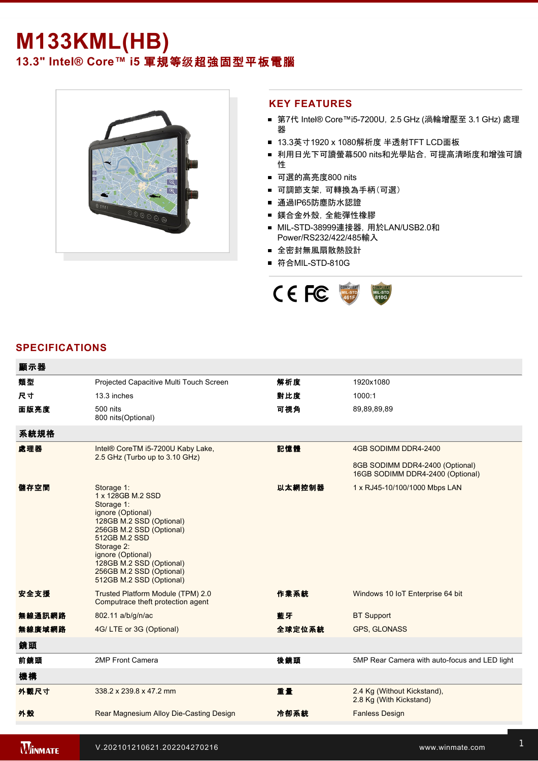# M133KML(HB)

## 13.3" Intel® Core™ i5 軍規等级超強固型平板電腦

## KEY FEATURES

- 第7代 Intel® Core™i5-7200U, 2.5 GHz (渦輪增壓至 3.1 GHz) 處理器
- 13.3英寸1920 x 1080解析度 半透射TFT LCD面板
- 利用日光下可讀螢幕500 nits和光學貼合，可提高清晰度和增強可讀性
- 可選的高亮度800 nits
- 可調節支架，可轉換為手柄（可選）
- 通過IP65防塵防水認證
- 鎂合金外殼，全能彈性橡膠
- MIL-STD-38999連接器，用於LAN/USB2.0和Power/RS232/422/485輸入
- 全密封無風扇散熱設計
- 符合MIL-STD-810G

## SPECIFICATIONS

| 顯示器 | | | |
|---|---|---|---|
| 類型 | Projected Capacitive Multi Touch Screen | 解析度 | 1920x1080 |
| 尺寸 | 13.3 inches | 對比度 | 1000:1 |
| 面版亮度 | 500 nits<br>800 nits(Optional) | 可視角 | 89,89,89,89 |
| **系統規格** | | | |
| 處理器 | Intel® CoreTM i5-7200U Kaby Lake,<br>2.5 GHz (Turbo up to 3.10 GHz) | 記憶體 | 4GB SODIMM DDR4-2400<br><br>8GB SODIMM DDR4-2400 (Optional)<br>16GB SODIMM DDR4-2400 (Optional) |
| 儲存空間 | Storage 1:<br>1 x 128GB M.2 SSD<br>Storage 1:<br>ignore (Optional)<br>128GB M.2 SSD (Optional)<br>256GB M.2 SSD (Optional)<br>512GB M.2 SSD<br>Storage 2:<br>ignore (Optional)<br>128GB M.2 SSD (Optional)<br>256GB M.2 SSD (Optional)<br>512GB M.2 SSD (Optional) | 以太網控制器 | 1 x RJ45-10/100/1000 Mbps LAN |
| 安全支援 | Trusted Platform Module (TPM) 2.0<br>Computrace theft protection agent | 作業系統 | Windows 10 IoT Enterprise 64 bit |
| 無線通訊網路 | 802.11 a/b/g/n/ac | 藍牙 | BT Support |
| 無線廣域網路 | 4G/ LTE or 3G (Optional) | 全球定位系統 | GPS, GLONASS |
| **鏡頭** | | | |
| 前鏡頭 | 2MP Front Camera | 後鏡頭 | 5MP Rear Camera with auto-focus and LED light |
| **機構** | | | |
| 外觀尺寸 | 338.2 x 239.8 x 47.2 mm | 重量 | 2.4 Kg (Without Kickstand),<br>2.8 Kg (With Kickstand) |
| 外殼 | Rear Magnesium Alloy Die-Casting Design | 冷卻系統 | Fanless Design |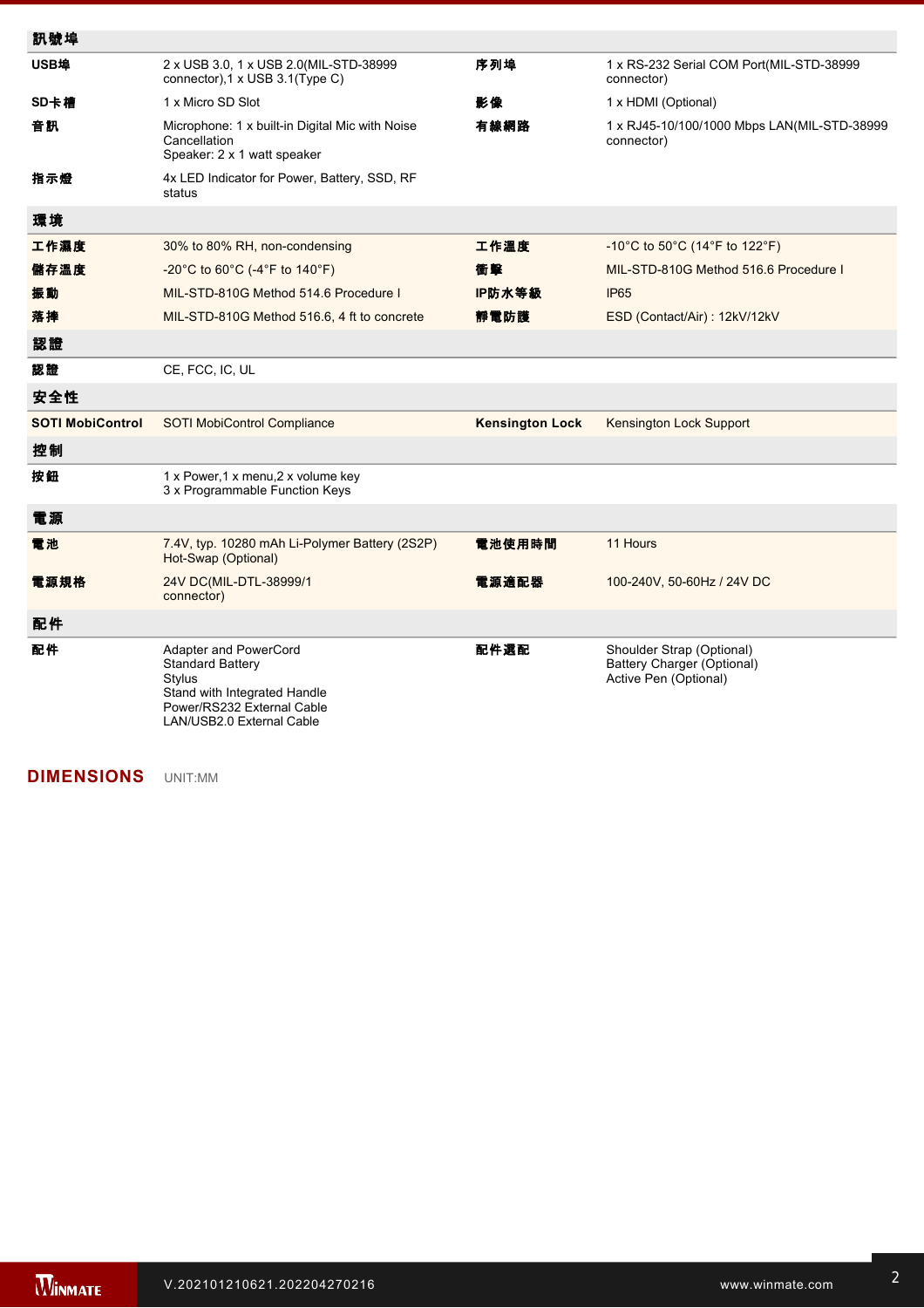| 訊號埠 | | | |
|---|---|---|---|
| USB埠 | 2 x USB 3.0, 1 x USB 2.0(MIL-STD-38999 connector),1 x USB 3.1(Type C) | 序列埠 | 1 x RS-232 Serial COM Port(MIL-STD-38999 connector) |
| SD卡槽 | 1 x Micro SD Slot | 影像 | 1 x HDMI (Optional) |
| 音訊 | Microphone: 1 x built-in Digital Mic with Noise Cancellation<br>Speaker: 2 x 1 watt speaker | 有線網路 | 1 x RJ45-10/100/1000 Mbps LAN(MIL-STD-38999 connector) |
| 指示燈 | 4x LED Indicator for Power, Battery, SSD, RF status | | |
| **環境** | | | |
| 工作濕度 | 30% to 80% RH, non-condensing | 工作溫度 | -10°C to 50°C (14°F to 122°F) |
| 儲存溫度 | -20°C to 60°C (-4°F to 140°F) | 衝擊 | MIL-STD-810G Method 516.6 Procedure I |
| 振動 | MIL-STD-810G Method 514.6 Procedure I | IP防水等級 | IP65 |
| 落摔 | MIL-STD-810G Method 516.6, 4 ft to concrete | 靜電防護 | ESD (Contact/Air) : 12kV/12kV |
| **認證** | | | |
| 認證 | CE, FCC, IC, UL | | |
| **安全性** | | | |
| SOTI MobiControl | SOTI MobiControl Compliance | Kensington Lock | Kensington Lock Support |
| **控制** | | | |
| 按鈕 | 1 x Power,1 x menu,2 x volume key<br>3 x Programmable Function Keys | | |
| **電源** | | | |
| 電池 | 7.4V, typ. 10280 mAh Li-Polymer Battery (2S2P) Hot-Swap (Optional) | 電池使用時間 | 11 Hours |
| 電源規格 | 24V DC(MIL-DTL-38999/1 connector) | 電源適配器 | 100-240V, 50-60Hz / 24V DC |
| **配件** | | | |
| 配件 | Adapter and PowerCord<br>Standard Battery<br>Stylus<br>Stand with Integrated Handle<br>Power/RS232 External Cable<br>LAN/USB2.0 External Cable | 配件選配 | Shoulder Strap (Optional)<br>Battery Charger (Optional)<br>Active Pen (Optional) |

## DIMENSIONS

UNIT:MM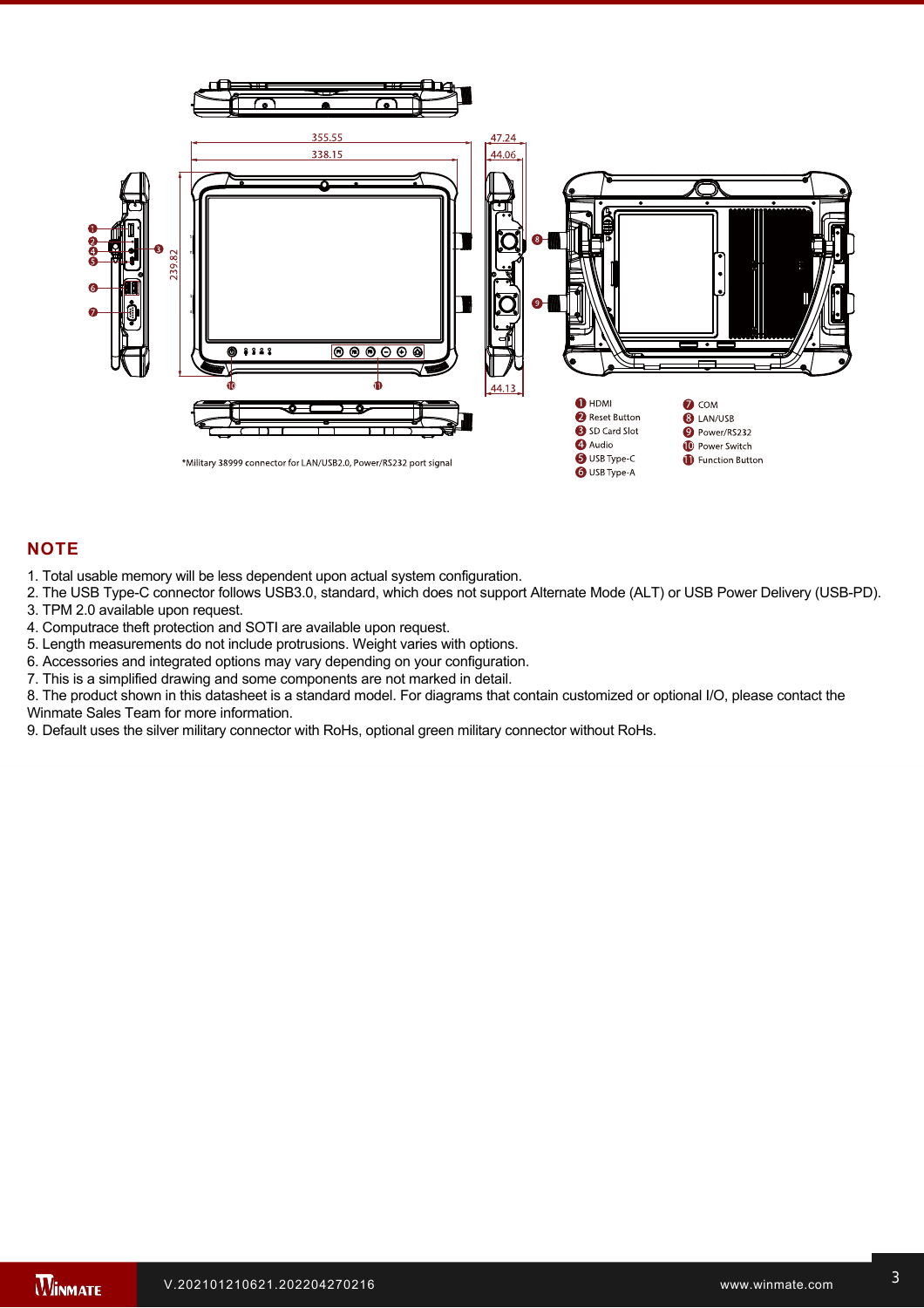355.55

338.15

47.24

44.06

239.82

44.13

*Military 38999 connector for LAN/USB2.0, Power/RS232 port signal

1. HDMI
2. Reset Button
3. SD Card Slot
4. Audio
5. USB Type-C
6. USB Type-A
7. COM
8. LAN/USB
9. Power/RS232
10. Power Switch
11. Function Button

## NOTE

1. Total usable memory will be less dependent upon actual system configuration.
2. The USB Type-C connector follows USB3.0, standard, which does not support Alternate Mode (ALT) or USB Power Delivery (USB-PD).
3. TPM 2.0 available upon request.
4. Computrace theft protection and SOTI are available upon request.
5. Length measurements do not include protrusions. Weight varies with options.
6. Accessories and integrated options may vary depending on your configuration.
7. This is a simplified drawing and some components are not marked in detail.
8. The product shown in this datasheet is a standard model. For diagrams that contain customized or optional I/O, please contact the Winmate Sales Team for more information.
9. Default uses the silver military connector with RoHs, optional green military connector without RoHs.